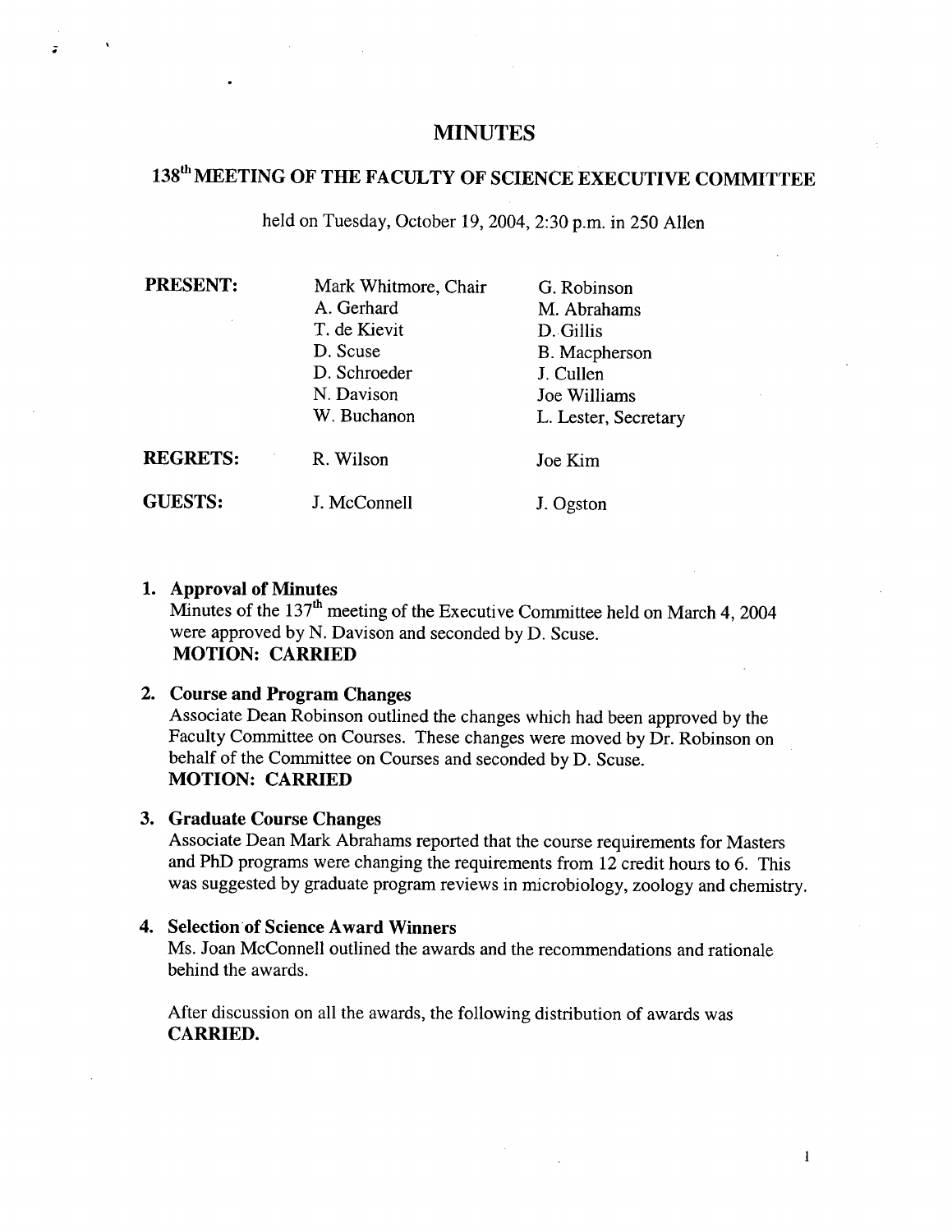# MINUTES

## 138th MEETING OF THE FACULTY OF SCIENCE EXECUTIVE COMMITTEE

held on Tuesday, October 19, 2004, 2:30 p.m. in 250 Allen

| | | |
|---|---|---|
| **PRESENT:** | Mark Whitmore, Chair | G. Robinson |
| | A. Gerhard | M. Abrahams |
| | T. de Kievit | D. Gillis |
| | D. Scuse | B. Macpherson |
| | D. Schroeder | J. Cullen |
| | N. Davison | Joe Williams |
| | W. Buchanon | L. Lester, Secretary |
| **REGRETS:** | R. Wilson | Joe Kim |
| **GUESTS:** | J. McConnell | J. Ogston |

1. **Approval of Minutes**
   Minutes of the 137th meeting of the Executive Committee held on March 4, 2004 were approved by N. Davison and seconded by D. Scuse.
   **MOTION: CARRIED**

2. **Course and Program Changes**
   Associate Dean Robinson outlined the changes which had been approved by the Faculty Committee on Courses. These changes were moved by Dr. Robinson on behalf of the Committee on Courses and seconded by D. Scuse.
   **MOTION: CARRIED**

3. **Graduate Course Changes**
   Associate Dean Mark Abrahams reported that the course requirements for Masters and PhD programs were changing the requirements from 12 credit hours to 6. This was suggested by graduate program reviews in microbiology, zoology and chemistry.

4. **Selection of Science Award Winners**
   Ms. Joan McConnell outlined the awards and the recommendations and rationale behind the awards.

   After discussion on all the awards, the following distribution of awards was **CARRIED.**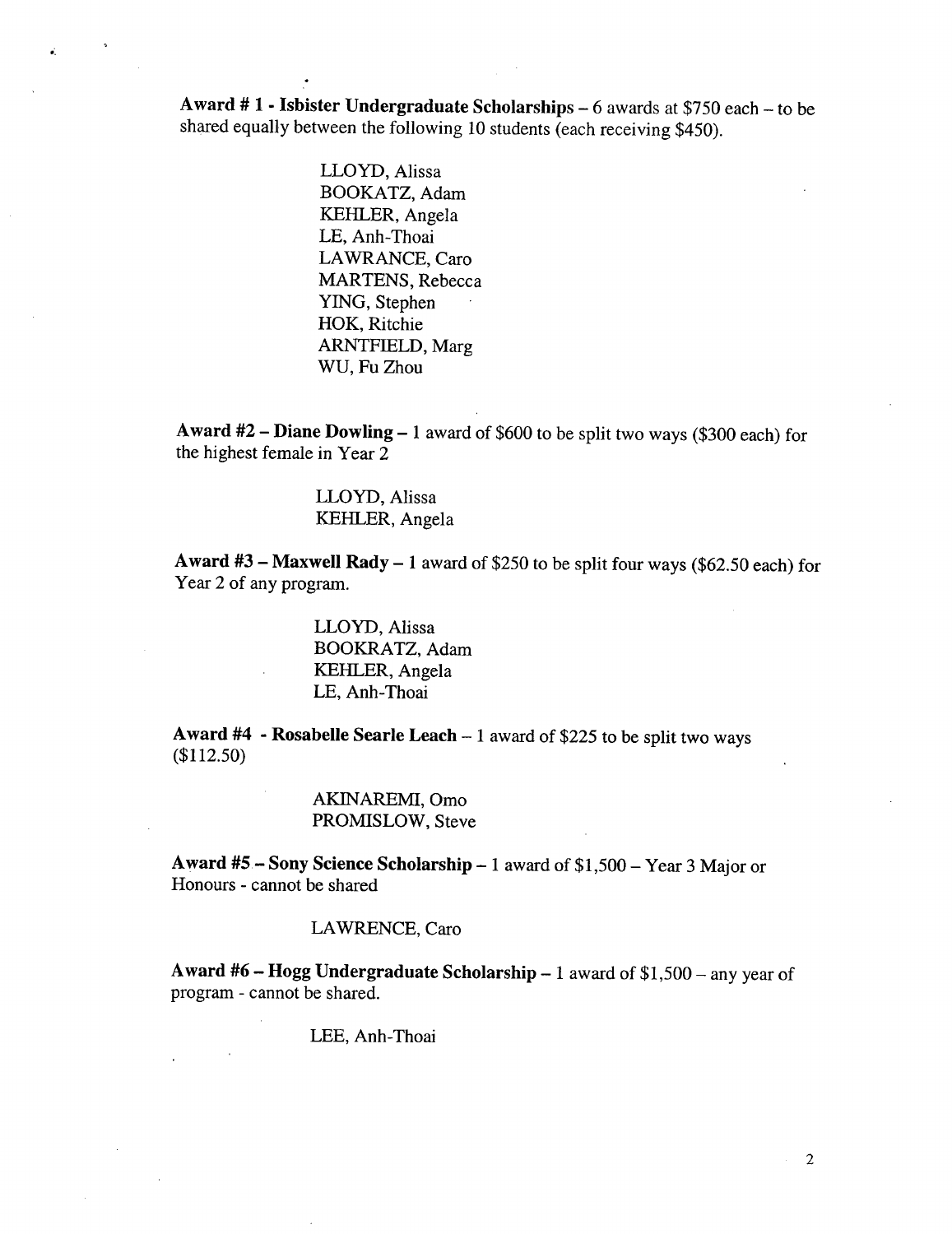**Award # 1 - Isbister Undergraduate Scholarships** – 6 awards at $750 each – to be shared equally between the following 10 students (each receiving $450).

LLOYD, Alissa
BOOKATZ, Adam
KEHLER, Angela
LE, Anh-Thoai
LAWRANCE, Caro
MARTENS, Rebecca
YING, Stephen
HOK, Ritchie
ARNTFIELD, Marg
WU, Fu Zhou

**Award #2 – Diane Dowling** – 1 award of $600 to be split two ways ($300 each) for the highest female in Year 2

LLOYD, Alissa
KEHLER, Angela

**Award #3 – Maxwell Rady** – 1 award of $250 to be split four ways ($62.50 each) for Year 2 of any program.

LLOYD, Alissa
BOOKRATZ, Adam
KEHLER, Angela
LE, Anh-Thoai

**Award #4 - Rosabelle Searle Leach** – 1 award of $225 to be split two ways ($112.50)

AKINAREMI, Omo
PROMISLOW, Steve

**Award #5 – Sony Science Scholarship** – 1 award of $1,500 – Year 3 Major or Honours - cannot be shared

LAWRENCE, Caro

**Award #6 – Hogg Undergraduate Scholarship** – 1 award of $1,500 – any year of program - cannot be shared.

LEE, Anh-Thoai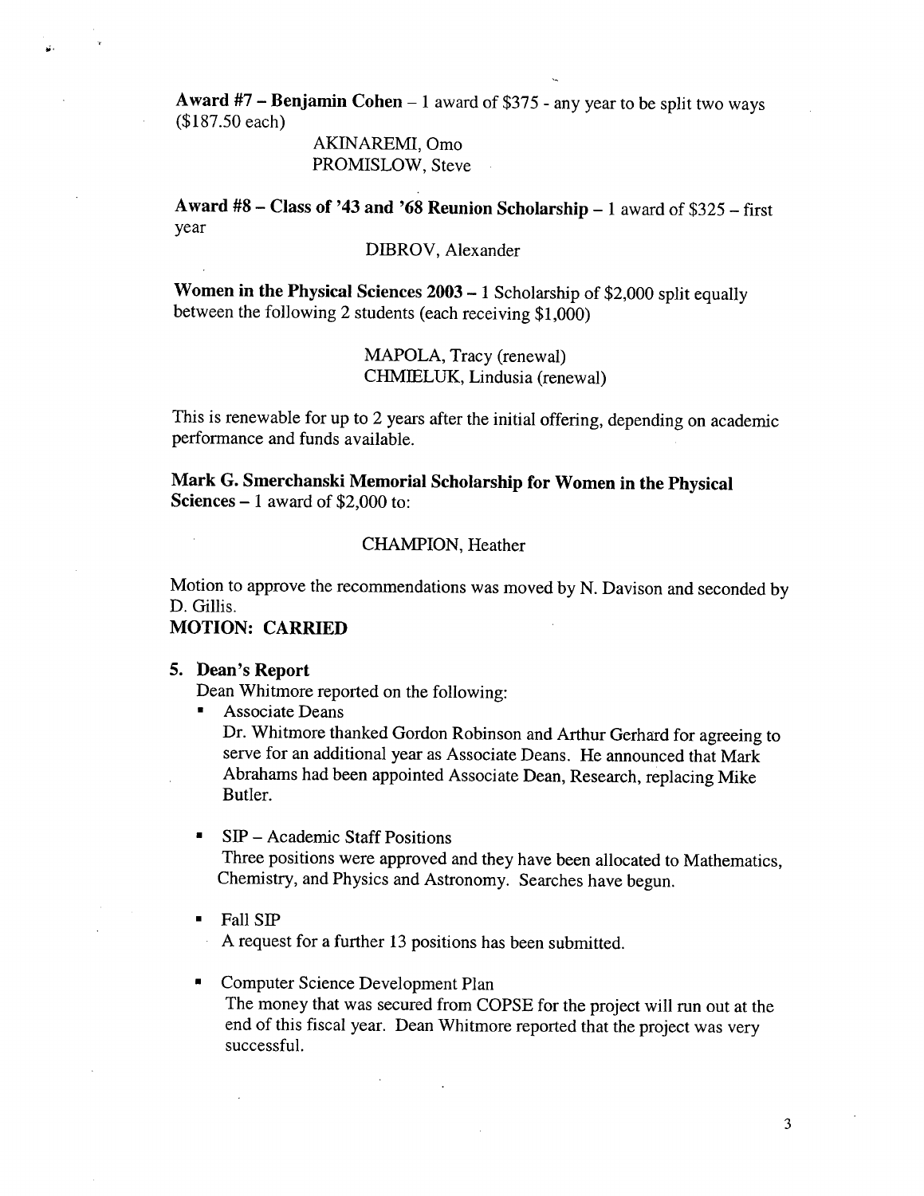**Award #7 – Benjamin Cohen** – 1 award of $375 - any year to be split two ways ($187.50 each)

AKINAREMI, Omo
PROMISLOW, Steve

**Award #8 – Class of '43 and '68 Reunion Scholarship** – 1 award of $325 – first year

DIBROV, Alexander

**Women in the Physical Sciences 2003** – 1 Scholarship of $2,000 split equally between the following 2 students (each receiving $1,000)

MAPOLA, Tracy (renewal)
CHMIELUK, Lindusia (renewal)

This is renewable for up to 2 years after the initial offering, depending on academic performance and funds available.

**Mark G. Smerchanski Memorial Scholarship for Women in the Physical Sciences** – 1 award of $2,000 to:

CHAMPION, Heather

Motion to approve the recommendations was moved by N. Davison and seconded by D. Gillis.

**MOTION: CARRIED**

**5. Dean's Report**

Dean Whitmore reported on the following:

- Associate Deans
  Dr. Whitmore thanked Gordon Robinson and Arthur Gerhard for agreeing to serve for an additional year as Associate Deans. He announced that Mark Abrahams had been appointed Associate Dean, Research, replacing Mike Butler.

- SIP – Academic Staff Positions
  Three positions were approved and they have been allocated to Mathematics, Chemistry, and Physics and Astronomy. Searches have begun.

- Fall SIP
  A request for a further 13 positions has been submitted.

- Computer Science Development Plan
  The money that was secured from COPSE for the project will run out at the end of this fiscal year. Dean Whitmore reported that the project was very successful.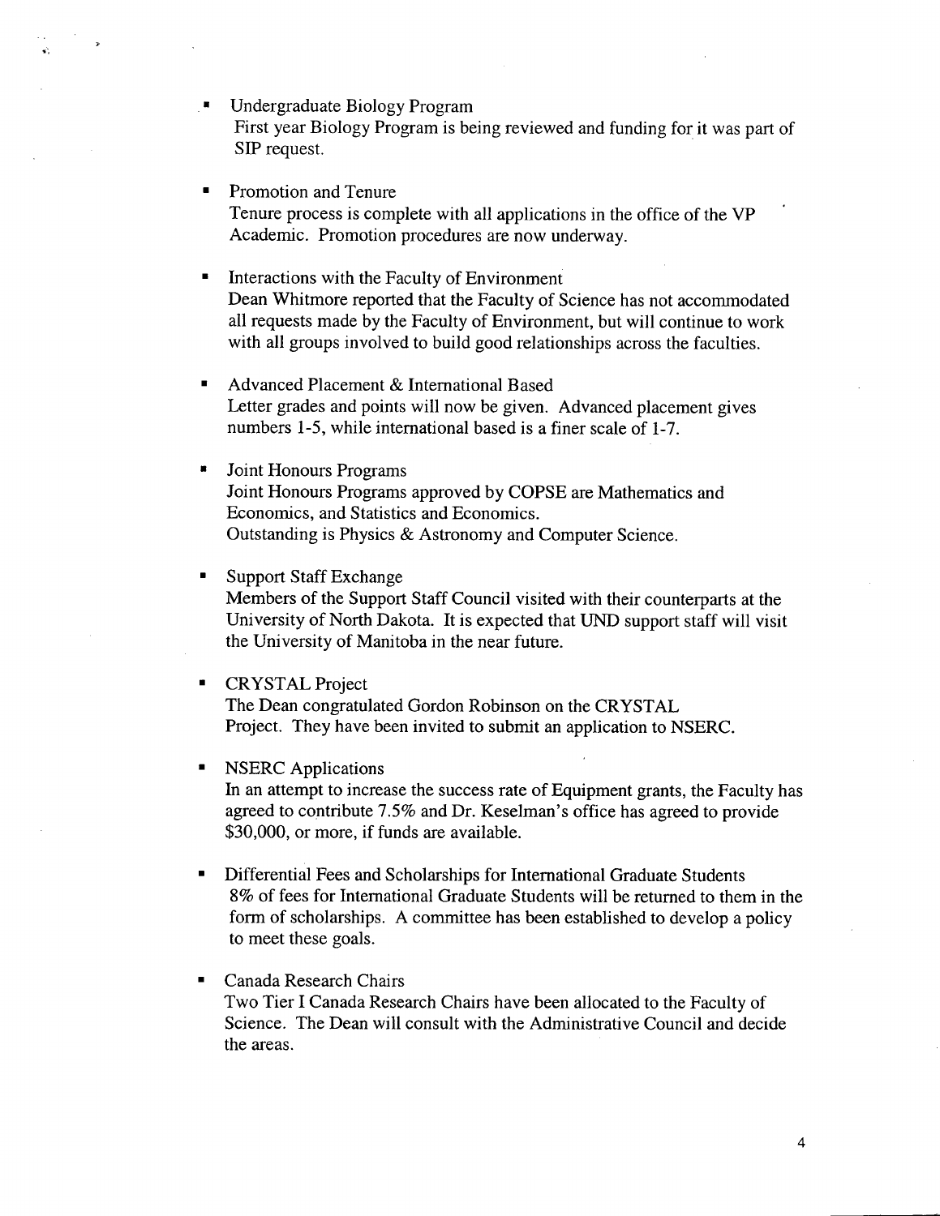- Undergraduate Biology Program
  First year Biology Program is being reviewed and funding for it was part of SIP request.

- Promotion and Tenure
  Tenure process is complete with all applications in the office of the VP Academic. Promotion procedures are now underway.

- Interactions with the Faculty of Environment
  Dean Whitmore reported that the Faculty of Science has not accommodated all requests made by the Faculty of Environment, but will continue to work with all groups involved to build good relationships across the faculties.

- Advanced Placement & International Based
  Letter grades and points will now be given. Advanced placement gives numbers 1-5, while international based is a finer scale of 1-7.

- Joint Honours Programs
  Joint Honours Programs approved by COPSE are Mathematics and Economics, and Statistics and Economics.
  Outstanding is Physics & Astronomy and Computer Science.

- Support Staff Exchange
  Members of the Support Staff Council visited with their counterparts at the University of North Dakota. It is expected that UND support staff will visit the University of Manitoba in the near future.

- CRYSTAL Project
  The Dean congratulated Gordon Robinson on the CRYSTAL Project. They have been invited to submit an application to NSERC.

- NSERC Applications
  In an attempt to increase the success rate of Equipment grants, the Faculty has agreed to contribute 7.5% and Dr. Keselman's office has agreed to provide $30,000, or more, if funds are available.

- Differential Fees and Scholarships for International Graduate Students
  8% of fees for International Graduate Students will be returned to them in the form of scholarships. A committee has been established to develop a policy to meet these goals.

- Canada Research Chairs
  Two Tier I Canada Research Chairs have been allocated to the Faculty of Science. The Dean will consult with the Administrative Council and decide the areas.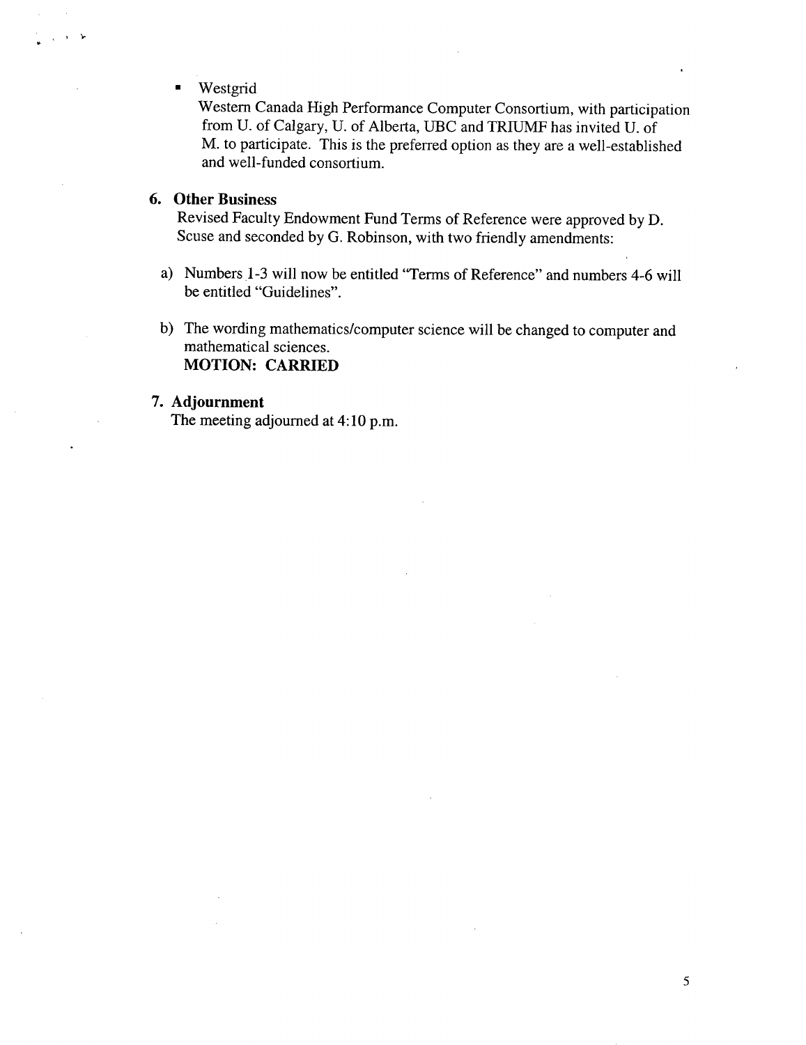- Westgrid
  Western Canada High Performance Computer Consortium, with participation from U. of Calgary, U. of Alberta, UBC and TRIUMF has invited U. of M. to participate. This is the preferred option as they are a well-established and well-funded consortium.

## 6. Other Business

Revised Faculty Endowment Fund Terms of Reference were approved by D. Scuse and seconded by G. Robinson, with two friendly amendments:

a) Numbers 1-3 will now be entitled "Terms of Reference" and numbers 4-6 will be entitled "Guidelines".

b) The wording mathematics/computer science will be changed to computer and mathematical sciences.
**MOTION: CARRIED**

## 7. Adjournment

The meeting adjourned at 4:10 p.m.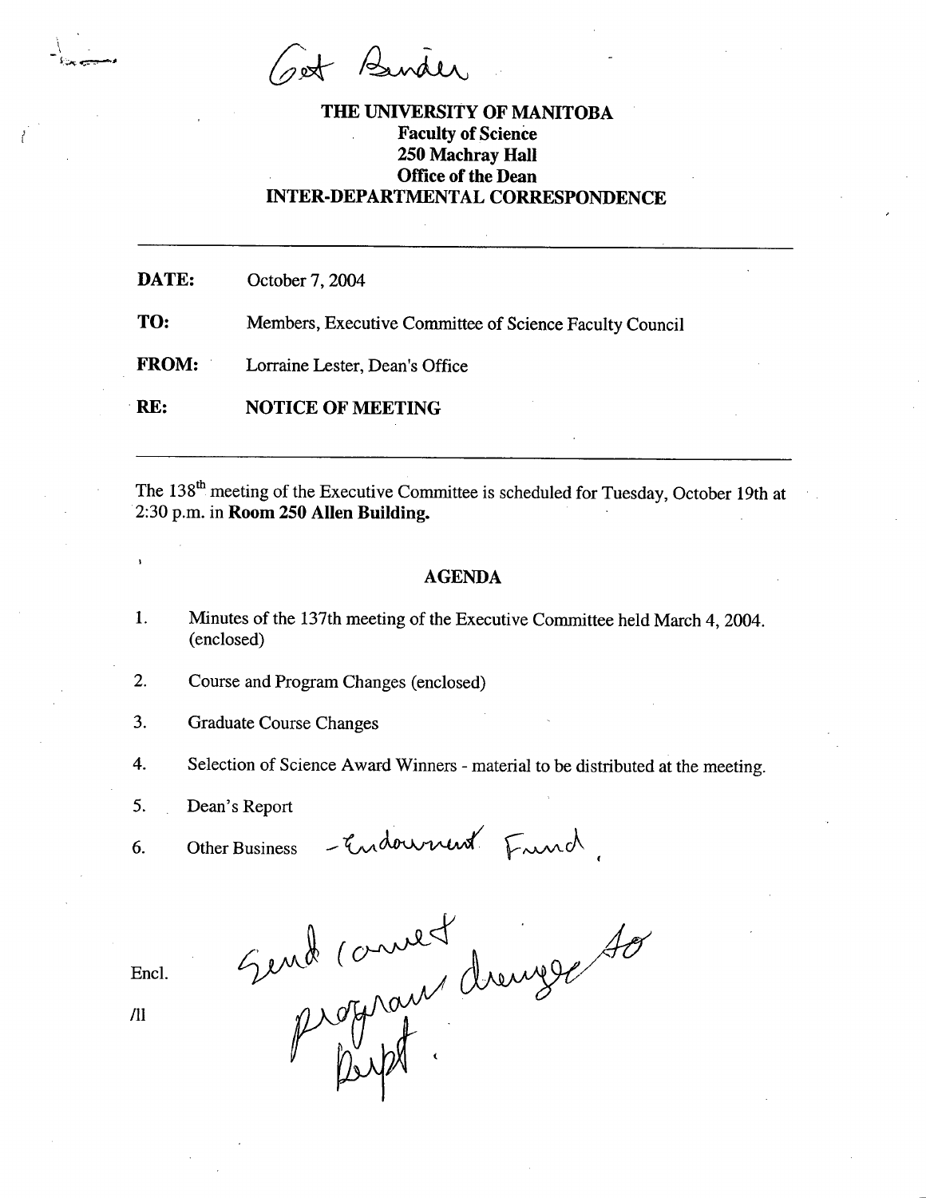Get Binder

**THE UNIVERSITY OF MANITOBA**
**Faculty of Science**
**250 Machray Hall**
**Office of the Dean**
**INTER-DEPARTMENTAL CORRESPONDENCE**

---

**DATE:** October 7, 2004

**TO:** Members, Executive Committee of Science Faculty Council

**FROM:** Lorraine Lester, Dean's Office

**RE:** **NOTICE OF MEETING**

---

The 138th meeting of the Executive Committee is scheduled for Tuesday, October 19th at 2:30 p.m. in **Room 250 Allen Building.**

## AGENDA

1. Minutes of the 137th meeting of the Executive Committee held March 4, 2004. (enclosed)
2. Course and Program Changes (enclosed)
3. Graduate Course Changes
4. Selection of Science Award Winners - material to be distributed at the meeting.
5. Dean's Report
6. Other Business - Endowment Fund.

Encl.

/ll

Send correct program changes to Dept.